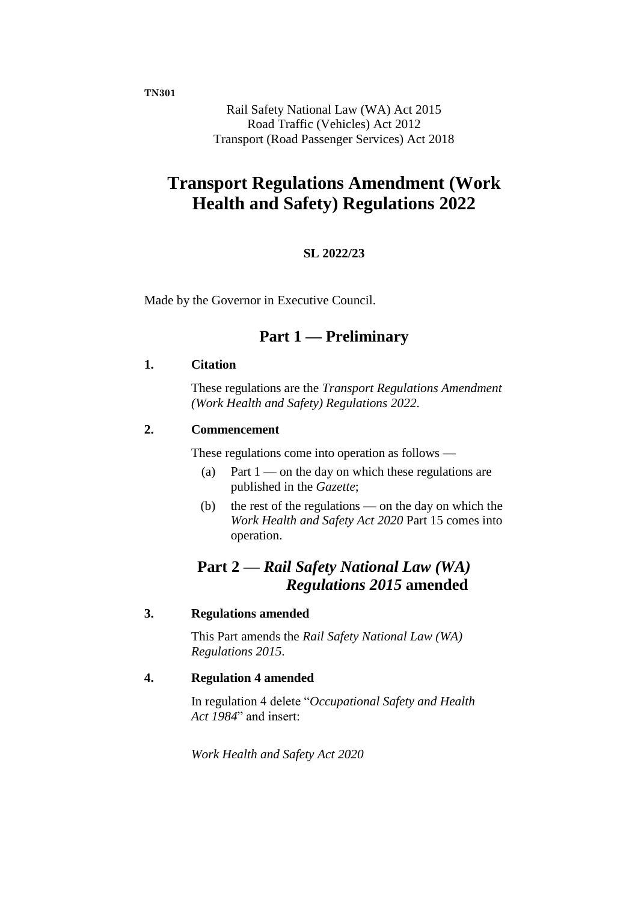**TN301**

Rail Safety National Law (WA) Act 2015
Road Traffic (Vehicles) Act 2012
Transport (Road Passenger Services) Act 2018

# Transport Regulations Amendment (Work Health and Safety) Regulations 2022

**SL 2022/23**

Made by the Governor in Executive Council.

## Part 1 — Preliminary

### 1. Citation

These regulations are the *Transport Regulations Amendment (Work Health and Safety) Regulations 2022*.

### 2. Commencement

These regulations come into operation as follows —

- (a) Part 1 — on the day on which these regulations are published in the *Gazette*;
- (b) the rest of the regulations — on the day on which the *Work Health and Safety Act 2020* Part 15 comes into operation.

## Part 2 — *Rail Safety National Law (WA) Regulations 2015* amended

### 3. Regulations amended

This Part amends the *Rail Safety National Law (WA) Regulations 2015*.

### 4. Regulation 4 amended

In regulation 4 delete "*Occupational Safety and Health Act 1984*" and insert:

*Work Health and Safety Act 2020*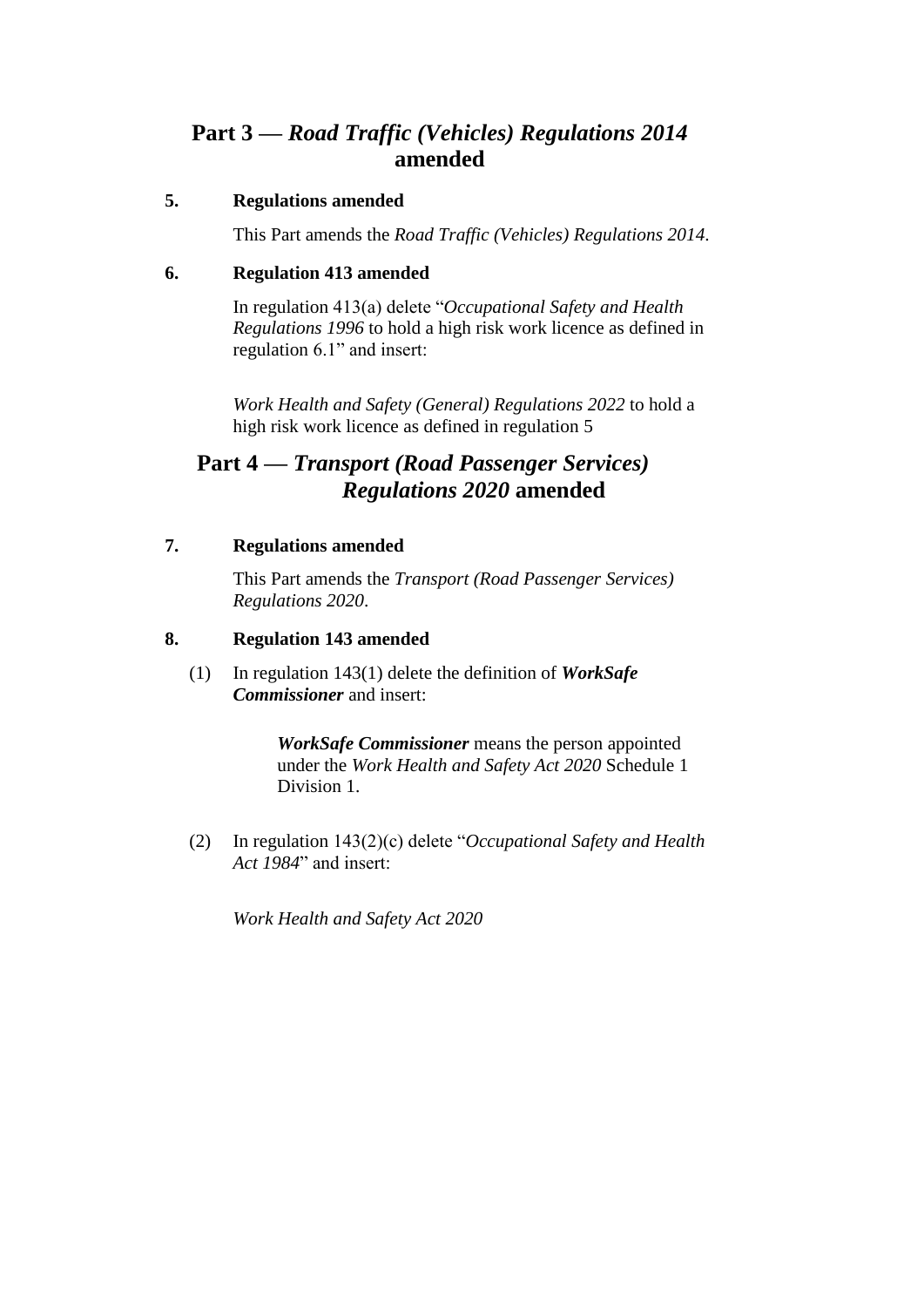## Part 3 — *Road Traffic (Vehicles) Regulations 2014* amended

**5. Regulations amended**

This Part amends the *Road Traffic (Vehicles) Regulations 2014*.

**6. Regulation 413 amended**

In regulation 413(a) delete "*Occupational Safety and Health Regulations 1996* to hold a high risk work licence as defined in regulation 6.1" and insert:

*Work Health and Safety (General) Regulations 2022* to hold a high risk work licence as defined in regulation 5

## Part 4 — *Transport (Road Passenger Services) Regulations 2020* amended

**7. Regulations amended**

This Part amends the *Transport (Road Passenger Services) Regulations 2020*.

**8. Regulation 143 amended**

(1) In regulation 143(1) delete the definition of ***WorkSafe Commissioner*** and insert:

> ***WorkSafe Commissioner*** means the person appointed under the *Work Health and Safety Act 2020* Schedule 1 Division 1.

(2) In regulation 143(2)(c) delete "*Occupational Safety and Health Act 1984*" and insert:

*Work Health and Safety Act 2020*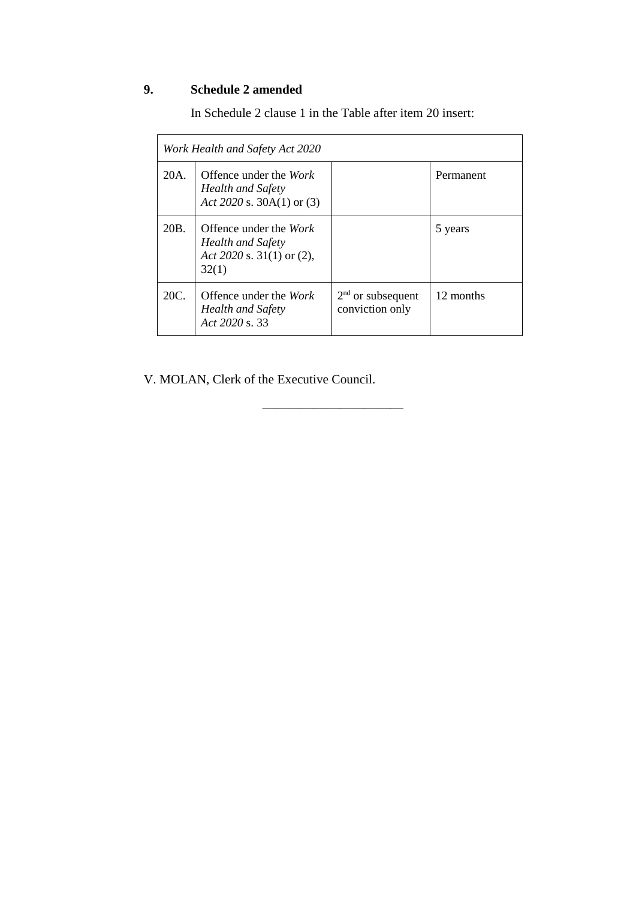## 9. Schedule 2 amended

In Schedule 2 clause 1 in the Table after item 20 insert:

| | | | |
|---|---|---|---|
| *Work Health and Safety Act 2020* | | | |
| 20A. | Offence under the *Work Health and Safety Act 2020* s. 30A(1) or (3) | | Permanent |
| 20B. | Offence under the *Work Health and Safety Act 2020* s. 31(1) or (2), 32(1) | | 5 years |
| 20C. | Offence under the *Work Health and Safety Act 2020* s. 33 | 2nd or subsequent conviction only | 12 months |

V. MOLAN, Clerk of the Executive Council.

---